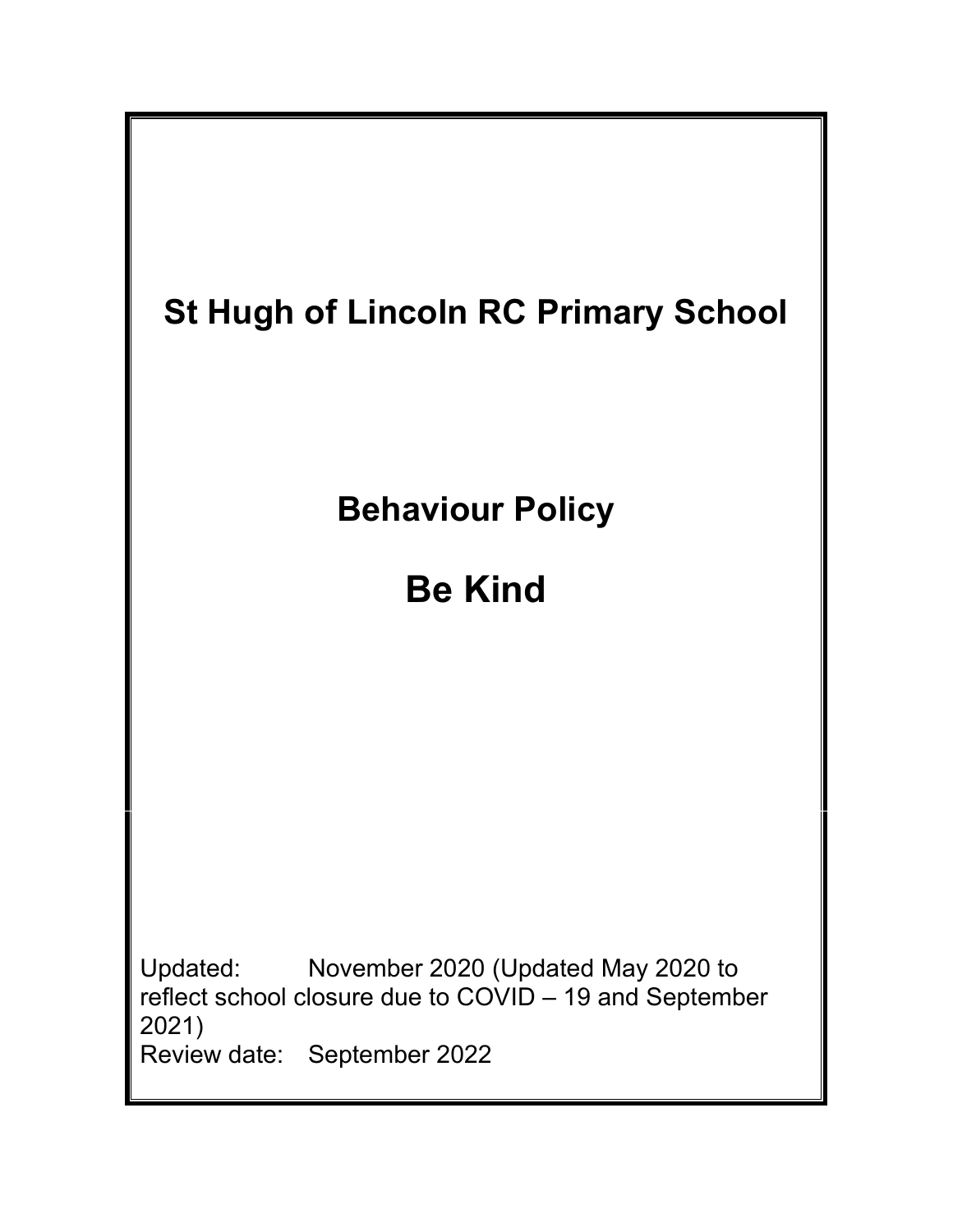# St Hugh of Lincoln RC Primary School

## Behaviour Policy

# Be Kind

Updated: November 2020 (Updated May 2020 to reflect school closure due to COVID – 19 and September 2021)
Review date: September 2022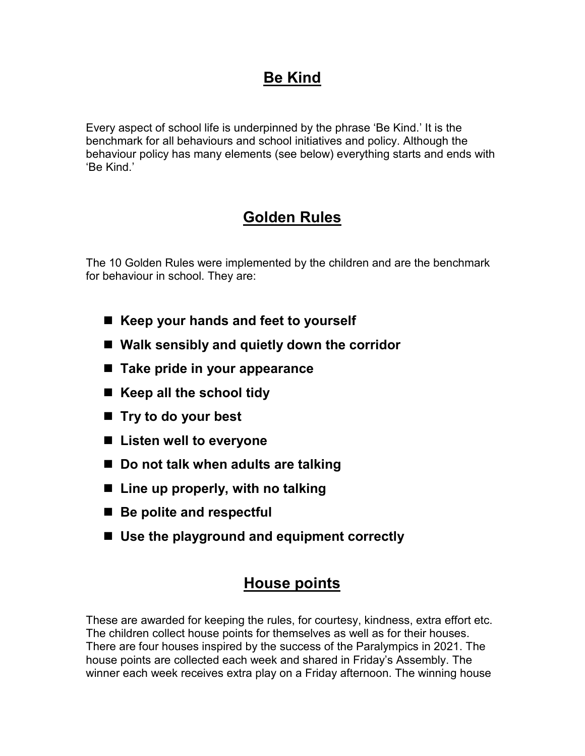## Be Kind

Every aspect of school life is underpinned by the phrase 'Be Kind.' It is the benchmark for all behaviours and school initiatives and policy. Although the behaviour policy has many elements (see below) everything starts and ends with 'Be Kind.'

## Golden Rules

The 10 Golden Rules were implemented by the children and are the benchmark for behaviour in school. They are:

- **Keep your hands and feet to yourself**
- **Walk sensibly and quietly down the corridor**
- **Take pride in your appearance**
- **Keep all the school tidy**
- **Try to do your best**
- **Listen well to everyone**
- **Do not talk when adults are talking**
- **Line up properly, with no talking**
- **Be polite and respectful**
- **Use the playground and equipment correctly**

## House points

These are awarded for keeping the rules, for courtesy, kindness, extra effort etc. The children collect house points for themselves as well as for their houses. There are four houses inspired by the success of the Paralympics in 2021. The house points are collected each week and shared in Friday's Assembly. The winner each week receives extra play on a Friday afternoon. The winning house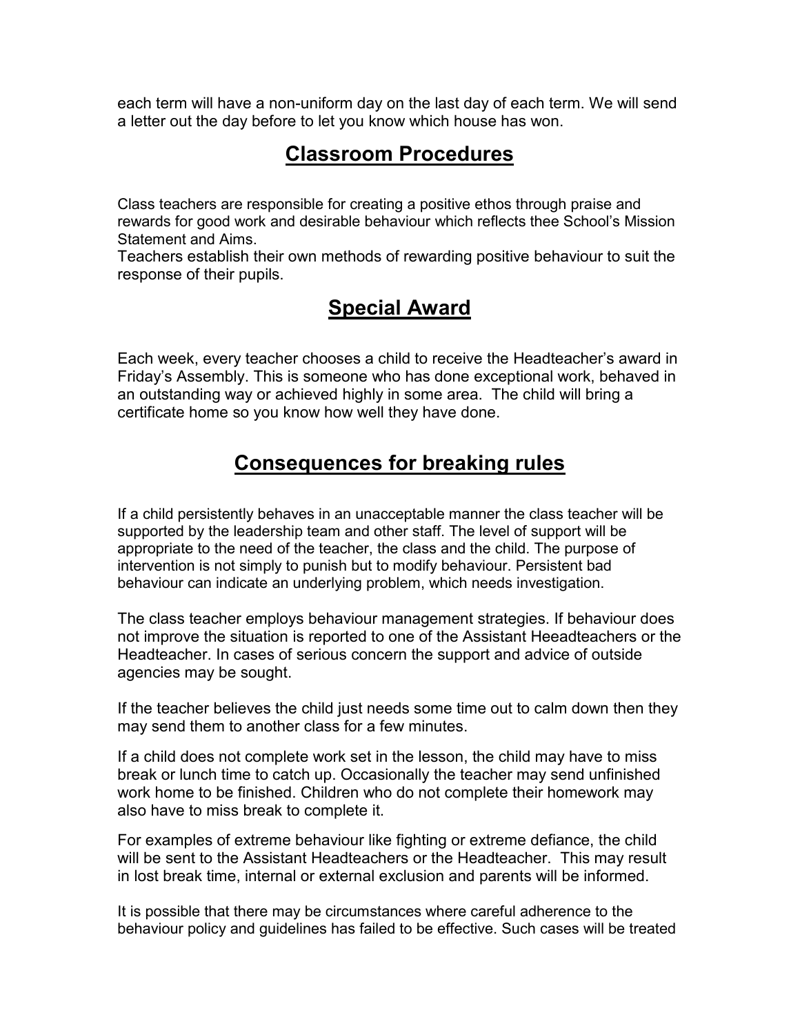each term will have a non-uniform day on the last day of each term. We will send a letter out the day before to let you know which house has won.

## Classroom Procedures

Class teachers are responsible for creating a positive ethos through praise and rewards for good work and desirable behaviour which reflects thee School's Mission Statement and Aims.

Teachers establish their own methods of rewarding positive behaviour to suit the response of their pupils.

## Special Award

Each week, every teacher chooses a child to receive the Headteacher's award in Friday's Assembly. This is someone who has done exceptional work, behaved in an outstanding way or achieved highly in some area. The child will bring a certificate home so you know how well they have done.

## Consequences for breaking rules

If a child persistently behaves in an unacceptable manner the class teacher will be supported by the leadership team and other staff. The level of support will be appropriate to the need of the teacher, the class and the child. The purpose of intervention is not simply to punish but to modify behaviour. Persistent bad behaviour can indicate an underlying problem, which needs investigation.

The class teacher employs behaviour management strategies. If behaviour does not improve the situation is reported to one of the Assistant Heeadteachers or the Headteacher. In cases of serious concern the support and advice of outside agencies may be sought.

If the teacher believes the child just needs some time out to calm down then they may send them to another class for a few minutes.

If a child does not complete work set in the lesson, the child may have to miss break or lunch time to catch up. Occasionally the teacher may send unfinished work home to be finished. Children who do not complete their homework may also have to miss break to complete it.

For examples of extreme behaviour like fighting or extreme defiance, the child will be sent to the Assistant Headteachers or the Headteacher. This may result in lost break time, internal or external exclusion and parents will be informed.

It is possible that there may be circumstances where careful adherence to the behaviour policy and guidelines has failed to be effective. Such cases will be treated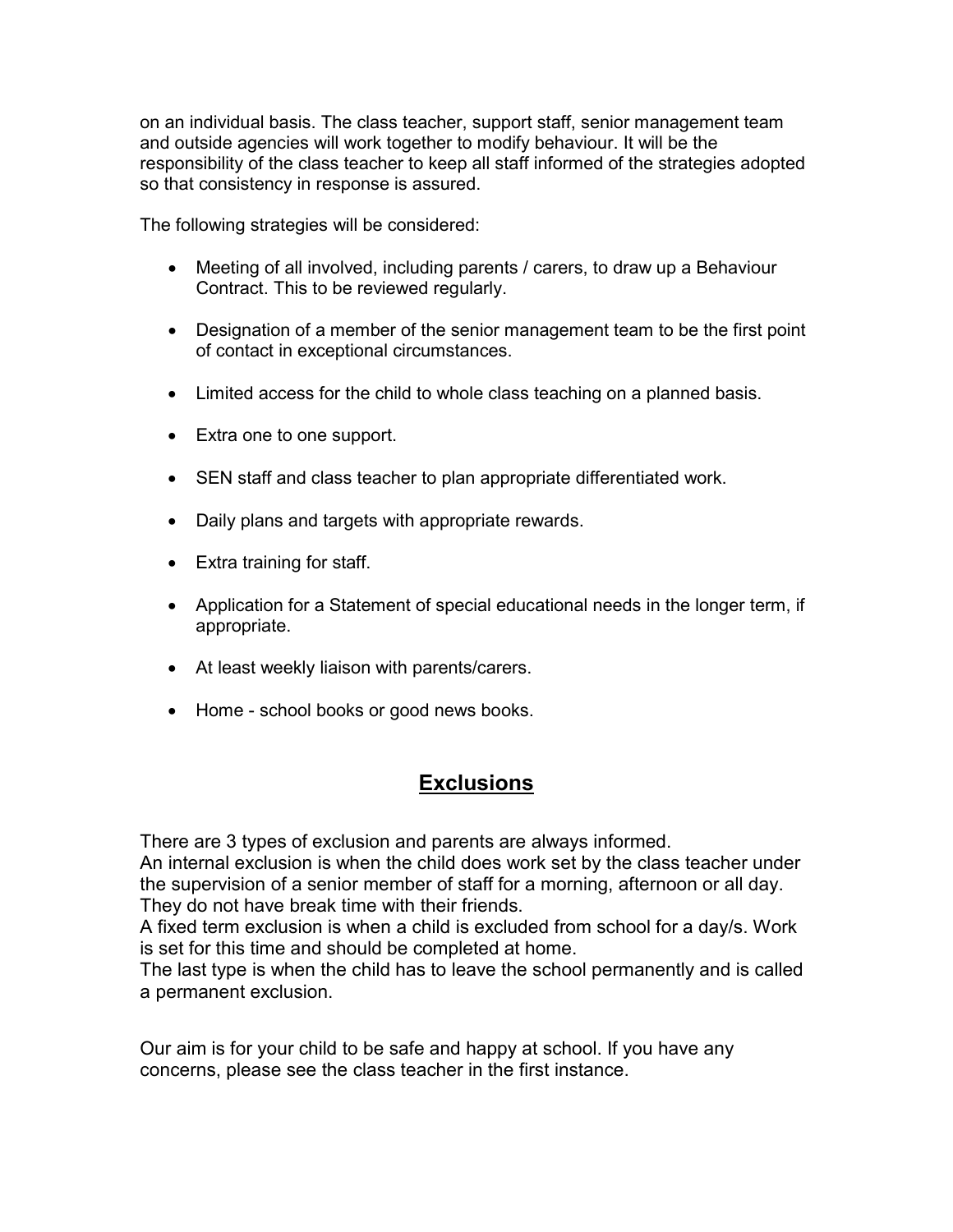on an individual basis. The class teacher, support staff, senior management team and outside agencies will work together to modify behaviour. It will be the responsibility of the class teacher to keep all staff informed of the strategies adopted so that consistency in response is assured.

The following strategies will be considered:

- Meeting of all involved, including parents / carers, to draw up a Behaviour Contract. This to be reviewed regularly.
- Designation of a member of the senior management team to be the first point of contact in exceptional circumstances.
- Limited access for the child to whole class teaching on a planned basis.
- Extra one to one support.
- SEN staff and class teacher to plan appropriate differentiated work.
- Daily plans and targets with appropriate rewards.
- Extra training for staff.
- Application for a Statement of special educational needs in the longer term, if appropriate.
- At least weekly liaison with parents/carers.
- Home - school books or good news books.

## **Exclusions**

There are 3 types of exclusion and parents are always informed.
An internal exclusion is when the child does work set by the class teacher under the supervision of a senior member of staff for a morning, afternoon or all day. They do not have break time with their friends.
A fixed term exclusion is when a child is excluded from school for a day/s. Work is set for this time and should be completed at home.
The last type is when the child has to leave the school permanently and is called a permanent exclusion.

Our aim is for your child to be safe and happy at school. If you have any concerns, please see the class teacher in the first instance.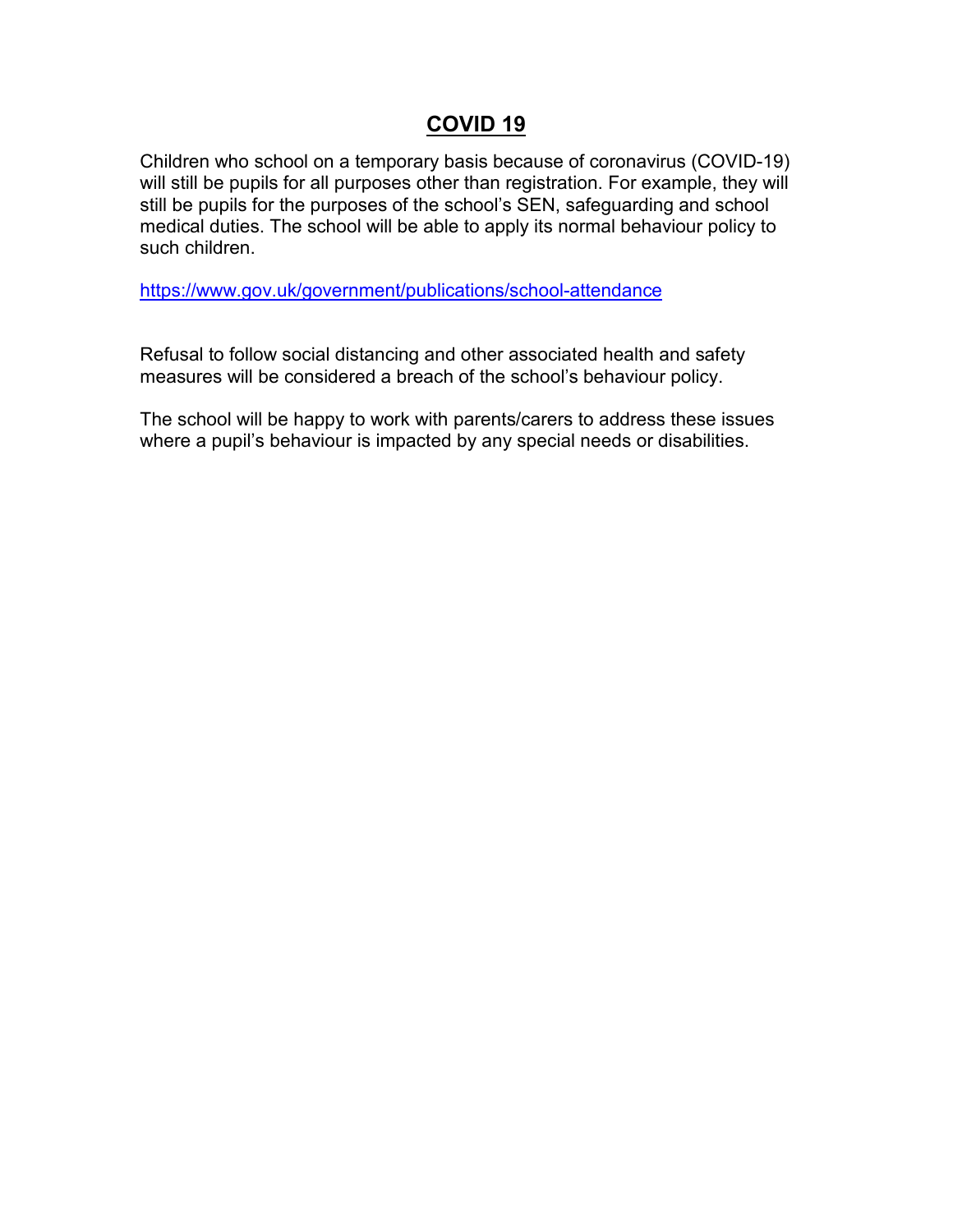# COVID 19

Children who school on a temporary basis because of coronavirus (COVID-19) will still be pupils for all purposes other than registration. For example, they will still be pupils for the purposes of the school's SEN, safeguarding and school medical duties. The school will be able to apply its normal behaviour policy to such children.

https://www.gov.uk/government/publications/school-attendance

Refusal to follow social distancing and other associated health and safety measures will be considered a breach of the school's behaviour policy.

The school will be happy to work with parents/carers to address these issues where a pupil's behaviour is impacted by any special needs or disabilities.